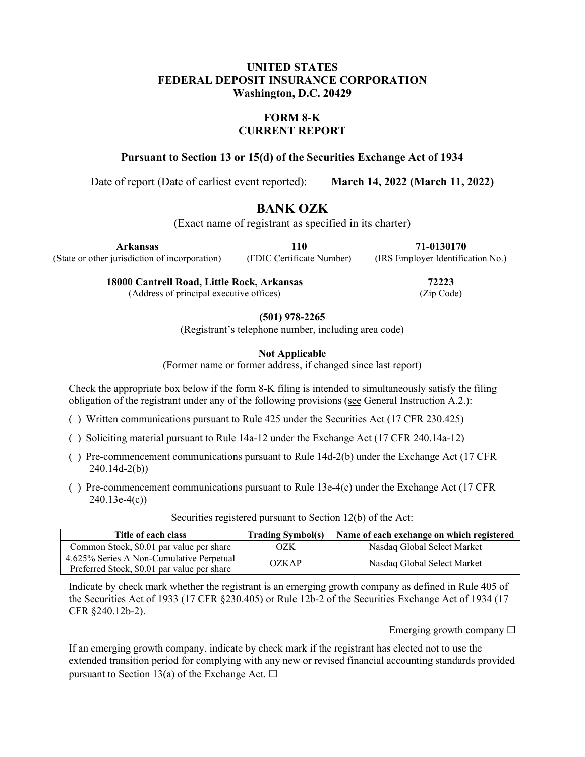**UNITED STATES**
**FEDERAL DEPOSIT INSURANCE CORPORATION**
**Washington, D.C. 20429**

# FORM 8-K
## CURRENT REPORT

**Pursuant to Section 13 or 15(d) of the Securities Exchange Act of 1934**

Date of report (Date of earliest event reported): **March 14, 2022 (March 11, 2022)**

# BANK OZK

(Exact name of registrant as specified in its charter)

| **Arkansas** | **110** | **71-0130170** |
|---|---|---|
| (State or other jurisdiction of incorporation) | (FDIC Certificate Number) | (IRS Employer Identification No.) |

| **18000 Cantrell Road, Little Rock, Arkansas** | **72223** |
|---|---|
| (Address of principal executive offices) | (Zip Code) |

**(501) 978-2265**
(Registrant's telephone number, including area code)

**Not Applicable**
(Former name or former address, if changed since last report)

Check the appropriate box below if the form 8-K filing is intended to simultaneously satisfy the filing obligation of the registrant under any of the following provisions (see General Instruction A.2.):

( ) Written communications pursuant to Rule 425 under the Securities Act (17 CFR 230.425)

( ) Soliciting material pursuant to Rule 14a-12 under the Exchange Act (17 CFR 240.14a-12)

( ) Pre-commencement communications pursuant to Rule 14d-2(b) under the Exchange Act (17 CFR 240.14d-2(b))

( ) Pre-commencement communications pursuant to Rule 13e-4(c) under the Exchange Act (17 CFR 240.13e-4(c))

Securities registered pursuant to Section 12(b) of the Act:

| Title of each class | Trading Symbol(s) | Name of each exchange on which registered |
|---|---|---|
| Common Stock, $0.01 par value per share | OZK | Nasdaq Global Select Market |
| 4.625% Series A Non-Cumulative Perpetual Preferred Stock, $0.01 par value per share | OZKAP | Nasdaq Global Select Market |

Indicate by check mark whether the registrant is an emerging growth company as defined in Rule 405 of the Securities Act of 1933 (17 CFR §230.405) or Rule 12b-2 of the Securities Exchange Act of 1934 (17 CFR §240.12b-2).

Emerging growth company ☐

If an emerging growth company, indicate by check mark if the registrant has elected not to use the extended transition period for complying with any new or revised financial accounting standards provided pursuant to Section 13(a) of the Exchange Act. ☐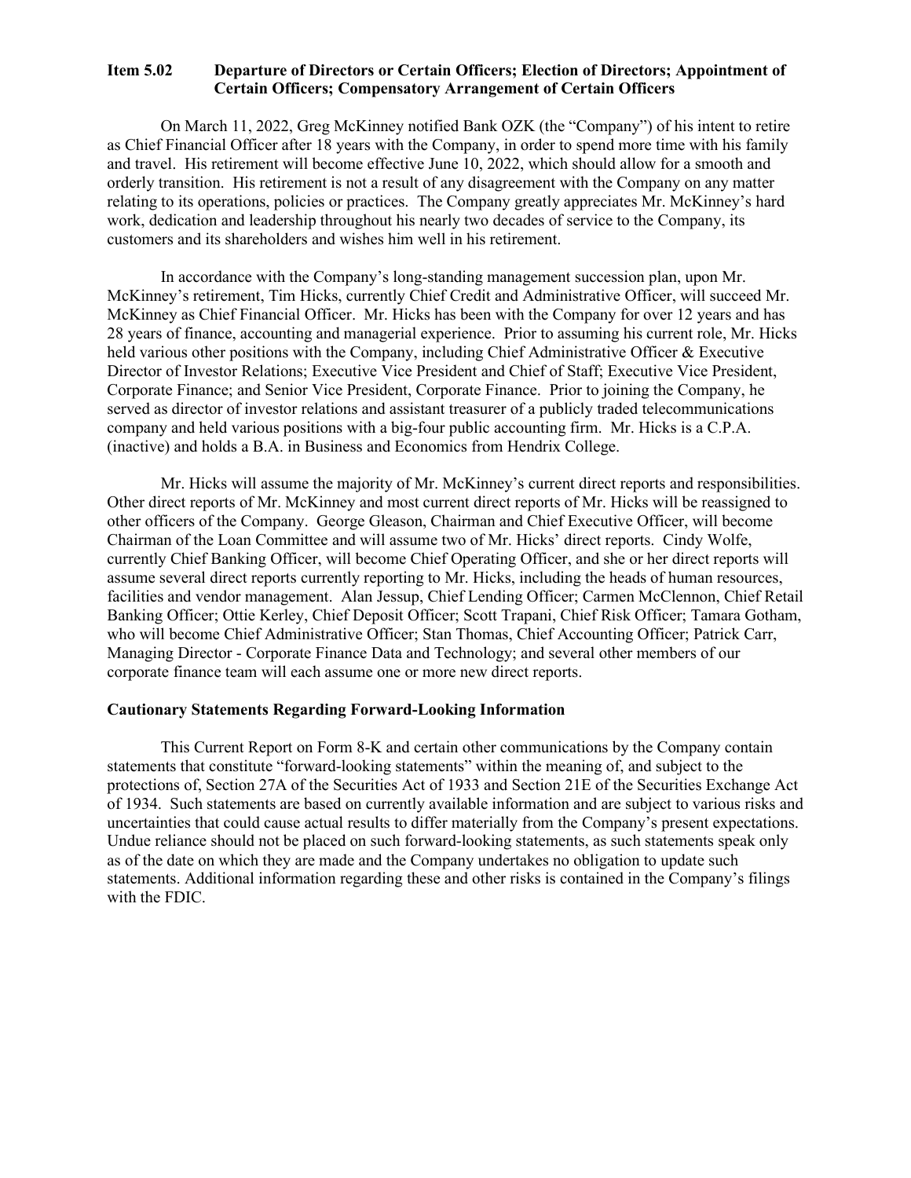**Item 5.02 Departure of Directors or Certain Officers; Election of Directors; Appointment of Certain Officers; Compensatory Arrangement of Certain Officers**

On March 11, 2022, Greg McKinney notified Bank OZK (the "Company") of his intent to retire as Chief Financial Officer after 18 years with the Company, in order to spend more time with his family and travel. His retirement will become effective June 10, 2022, which should allow for a smooth and orderly transition. His retirement is not a result of any disagreement with the Company on any matter relating to its operations, policies or practices. The Company greatly appreciates Mr. McKinney's hard work, dedication and leadership throughout his nearly two decades of service to the Company, its customers and its shareholders and wishes him well in his retirement.

In accordance with the Company's long-standing management succession plan, upon Mr. McKinney's retirement, Tim Hicks, currently Chief Credit and Administrative Officer, will succeed Mr. McKinney as Chief Financial Officer. Mr. Hicks has been with the Company for over 12 years and has 28 years of finance, accounting and managerial experience. Prior to assuming his current role, Mr. Hicks held various other positions with the Company, including Chief Administrative Officer & Executive Director of Investor Relations; Executive Vice President and Chief of Staff; Executive Vice President, Corporate Finance; and Senior Vice President, Corporate Finance. Prior to joining the Company, he served as director of investor relations and assistant treasurer of a publicly traded telecommunications company and held various positions with a big-four public accounting firm. Mr. Hicks is a C.P.A. (inactive) and holds a B.A. in Business and Economics from Hendrix College.

Mr. Hicks will assume the majority of Mr. McKinney's current direct reports and responsibilities. Other direct reports of Mr. McKinney and most current direct reports of Mr. Hicks will be reassigned to other officers of the Company. George Gleason, Chairman and Chief Executive Officer, will become Chairman of the Loan Committee and will assume two of Mr. Hicks' direct reports. Cindy Wolfe, currently Chief Banking Officer, will become Chief Operating Officer, and she or her direct reports will assume several direct reports currently reporting to Mr. Hicks, including the heads of human resources, facilities and vendor management. Alan Jessup, Chief Lending Officer; Carmen McClennon, Chief Retail Banking Officer; Ottie Kerley, Chief Deposit Officer; Scott Trapani, Chief Risk Officer; Tamara Gotham, who will become Chief Administrative Officer; Stan Thomas, Chief Accounting Officer; Patrick Carr, Managing Director - Corporate Finance Data and Technology; and several other members of our corporate finance team will each assume one or more new direct reports.

**Cautionary Statements Regarding Forward-Looking Information**

This Current Report on Form 8-K and certain other communications by the Company contain statements that constitute "forward-looking statements" within the meaning of, and subject to the protections of, Section 27A of the Securities Act of 1933 and Section 21E of the Securities Exchange Act of 1934. Such statements are based on currently available information and are subject to various risks and uncertainties that could cause actual results to differ materially from the Company's present expectations. Undue reliance should not be placed on such forward-looking statements, as such statements speak only as of the date on which they are made and the Company undertakes no obligation to update such statements. Additional information regarding these and other risks is contained in the Company's filings with the FDIC.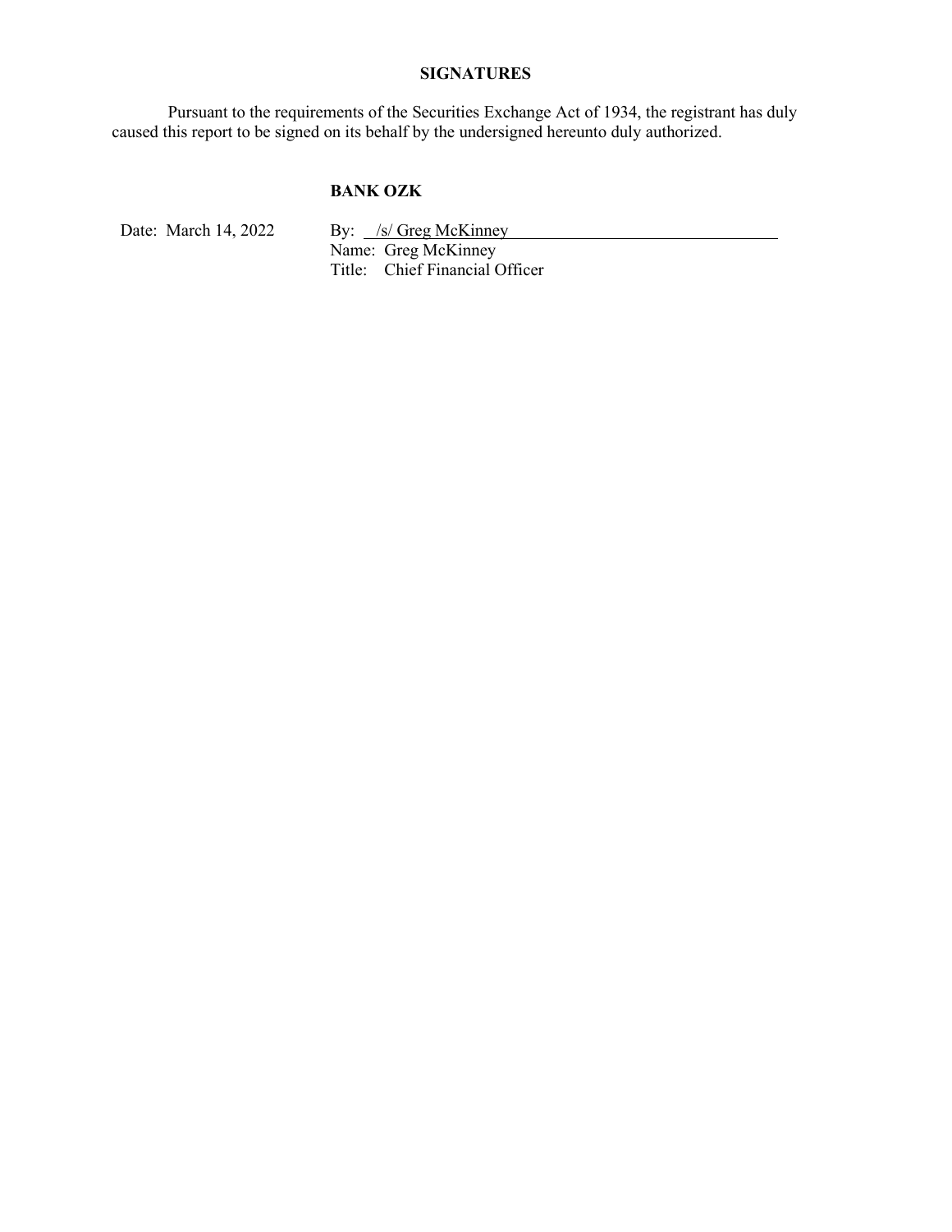**SIGNATURES**

Pursuant to the requirements of the Securities Exchange Act of 1934, the registrant has duly caused this report to be signed on its behalf by the undersigned hereunto duly authorized.

**BANK OZK**

Date: March 14, 2022

By: /s/ Greg McKinney
Name: Greg McKinney
Title: Chief Financial Officer